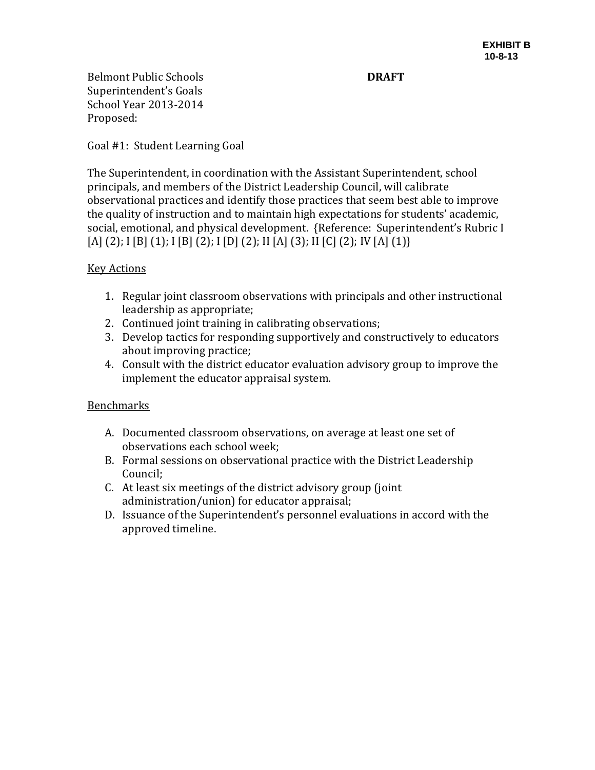**EXHIBIT B**
**10-8-13**

Belmont Public Schools **DRAFT**
Superintendent's Goals
School Year 2013-2014
Proposed:

Goal #1: Student Learning Goal

The Superintendent, in coordination with the Assistant Superintendent, school principals, and members of the District Leadership Council, will calibrate observational practices and identify those practices that seem best able to improve the quality of instruction and to maintain high expectations for students' academic, social, emotional, and physical development. {Reference: Superintendent's Rubric I [A] (2); I [B] (1); I [B] (2); I [D] (2); II [A] (3); II [C] (2); IV [A] (1)}

<u>Key Actions</u>

1. Regular joint classroom observations with principals and other instructional leadership as appropriate;
2. Continued joint training in calibrating observations;
3. Develop tactics for responding supportively and constructively to educators about improving practice;
4. Consult with the district educator evaluation advisory group to improve the implement the educator appraisal system.

<u>Benchmarks</u>

A. Documented classroom observations, on average at least one set of observations each school week;
B. Formal sessions on observational practice with the District Leadership Council;
C. At least six meetings of the district advisory group (joint administration/union) for educator appraisal;
D. Issuance of the Superintendent's personnel evaluations in accord with the approved timeline.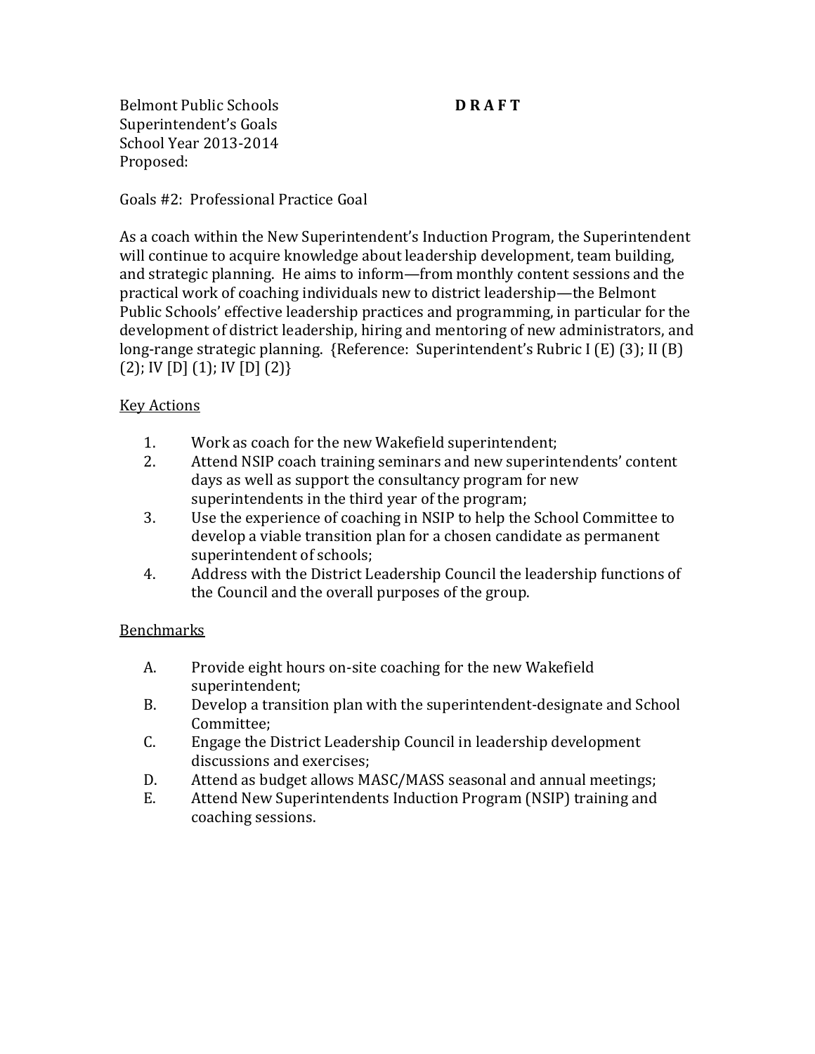Belmont Public Schools **D R A F T**
Superintendent's Goals
School Year 2013-2014
Proposed:

Goals #2: Professional Practice Goal

As a coach within the New Superintendent's Induction Program, the Superintendent will continue to acquire knowledge about leadership development, team building, and strategic planning. He aims to inform—from monthly content sessions and the practical work of coaching individuals new to district leadership—the Belmont Public Schools' effective leadership practices and programming, in particular for the development of district leadership, hiring and mentoring of new administrators, and long-range strategic planning. {Reference: Superintendent's Rubric I (E) (3); II (B) (2); IV [D] (1); IV [D] (2)}

<u>Key Actions</u>

1. Work as coach for the new Wakefield superintendent;
2. Attend NSIP coach training seminars and new superintendents' content days as well as support the consultancy program for new superintendents in the third year of the program;
3. Use the experience of coaching in NSIP to help the School Committee to develop a viable transition plan for a chosen candidate as permanent superintendent of schools;
4. Address with the District Leadership Council the leadership functions of the Council and the overall purposes of the group.

<u>Benchmarks</u>

A. Provide eight hours on-site coaching for the new Wakefield superintendent;
B. Develop a transition plan with the superintendent-designate and School Committee;
C. Engage the District Leadership Council in leadership development discussions and exercises;
D. Attend as budget allows MASC/MASS seasonal and annual meetings;
E. Attend New Superintendents Induction Program (NSIP) training and coaching sessions.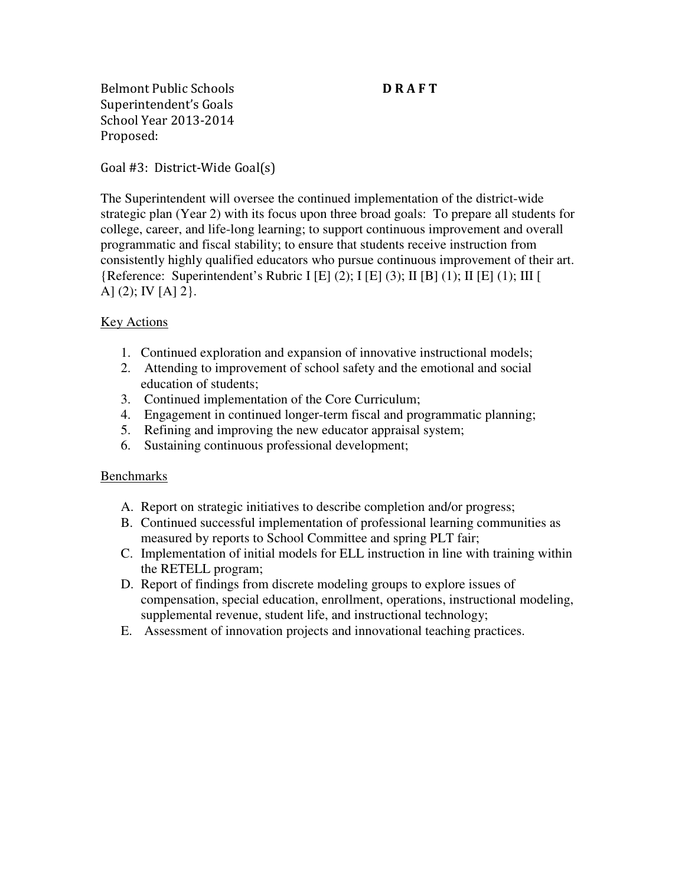Belmont Public Schools **D R A F T**
Superintendent's Goals
School Year 2013-2014
Proposed:

Goal #3: District-Wide Goal(s)

The Superintendent will oversee the continued implementation of the district-wide strategic plan (Year 2) with its focus upon three broad goals: To prepare all students for college, career, and life-long learning; to support continuous improvement and overall programmatic and fiscal stability; to ensure that students receive instruction from consistently highly qualified educators who pursue continuous improvement of their art. {Reference: Superintendent's Rubric I [E] (2); I [E] (3); II [B] (1); II [E] (1); III [ A] (2); IV [A] 2}.

Key Actions

1. Continued exploration and expansion of innovative instructional models;
2. Attending to improvement of school safety and the emotional and social education of students;
3. Continued implementation of the Core Curriculum;
4. Engagement in continued longer-term fiscal and programmatic planning;
5. Refining and improving the new educator appraisal system;
6. Sustaining continuous professional development;

Benchmarks

A. Report on strategic initiatives to describe completion and/or progress;
B. Continued successful implementation of professional learning communities as measured by reports to School Committee and spring PLT fair;
C. Implementation of initial models for ELL instruction in line with training within the RETELL program;
D. Report of findings from discrete modeling groups to explore issues of compensation, special education, enrollment, operations, instructional modeling, supplemental revenue, student life, and instructional technology;
E. Assessment of innovation projects and innovational teaching practices.